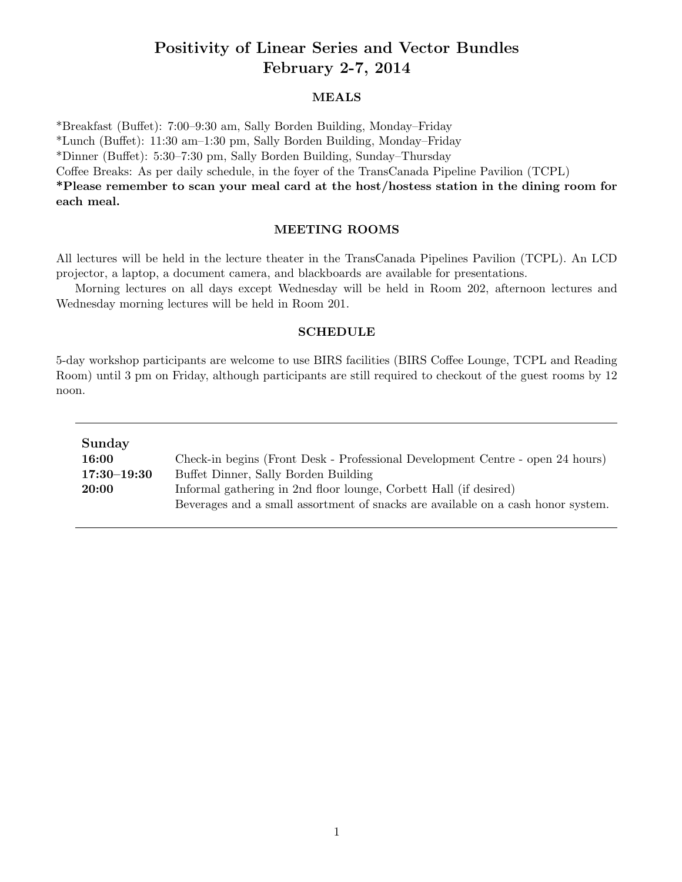# Positivity of Linear Series and Vector Bundles
# February 2-7, 2014

## MEALS

*Breakfast (Buffet): 7:00–9:30 am, Sally Borden Building, Monday–Friday
*Lunch (Buffet): 11:30 am–1:30 pm, Sally Borden Building, Monday–Friday
*Dinner (Buffet): 5:30–7:30 pm, Sally Borden Building, Sunday–Thursday
Coffee Breaks: As per daily schedule, in the foyer of the TransCanada Pipeline Pavilion (TCPL)
**\*Please remember to scan your meal card at the host/hostess station in the dining room for each meal.**

## MEETING ROOMS

All lectures will be held in the lecture theater in the TransCanada Pipelines Pavilion (TCPL). An LCD projector, a laptop, a document camera, and blackboards are available for presentations.

Morning lectures on all days except Wednesday will be held in Room 202, afternoon lectures and Wednesday morning lectures will be held in Room 201.

## SCHEDULE

5-day workshop participants are welcome to use BIRS facilities (BIRS Coffee Lounge, TCPL and Reading Room) until 3 pm on Friday, although participants are still required to checkout of the guest rooms by 12 noon.

---

| **Sunday** | |
|---|---|
| **16:00** | Check-in begins (Front Desk - Professional Development Centre - open 24 hours) |
| **17:30–19:30** | Buffet Dinner, Sally Borden Building |
| **20:00** | Informal gathering in 2nd floor lounge, Corbett Hall (if desired)<br>Beverages and a small assortment of snacks are available on a cash honor system. |

---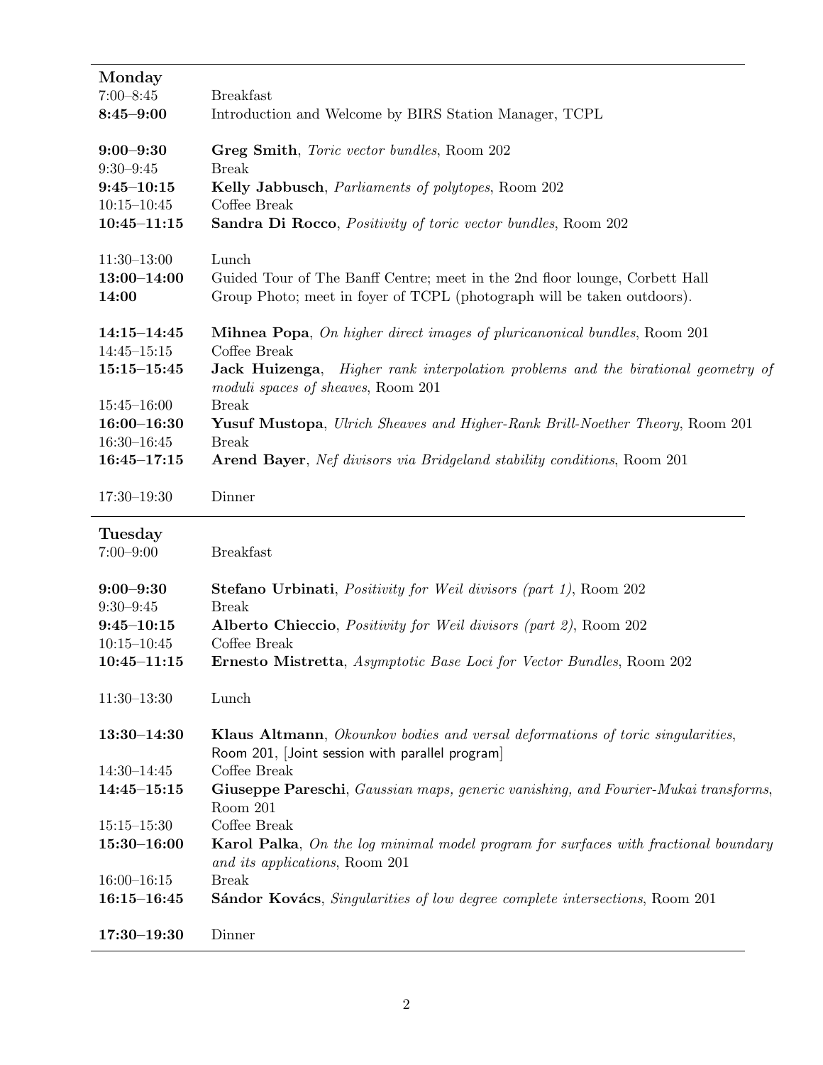**Monday**

| | |
|---|---|
| 7:00–8:45 | Breakfast |
| **8:45–9:00** | Introduction and Welcome by BIRS Station Manager, TCPL |
| **9:00–9:30** | **Greg Smith**, *Toric vector bundles*, Room 202 |
| 9:30–9:45 | Break |
| **9:45–10:15** | **Kelly Jabbusch**, *Parliaments of polytopes*, Room 202 |
| 10:15–10:45 | Coffee Break |
| **10:45–11:15** | **Sandra Di Rocco**, *Positivity of toric vector bundles*, Room 202 |
| 11:30–13:00 | Lunch |
| **13:00–14:00** | Guided Tour of The Banff Centre; meet in the 2nd floor lounge, Corbett Hall |
| **14:00** | Group Photo; meet in foyer of TCPL (photograph will be taken outdoors). |
| **14:15–14:45** | **Mihnea Popa**, *On higher direct images of pluricanonical bundles*, Room 201 |
| 14:45–15:15 | Coffee Break |
| **15:15–15:45** | **Jack Huizenga**, *Higher rank interpolation problems and the birational geometry of moduli spaces of sheaves*, Room 201 |
| 15:45–16:00 | Break |
| **16:00–16:30** | **Yusuf Mustopa**, *Ulrich Sheaves and Higher-Rank Brill-Noether Theory*, Room 201 |
| 16:30–16:45 | Break |
| **16:45–17:15** | **Arend Bayer**, *Nef divisors via Bridgeland stability conditions*, Room 201 |
| 17:30–19:30 | Dinner |

**Tuesday**

| | |
|---|---|
| 7:00–9:00 | Breakfast |
| **9:00–9:30** | **Stefano Urbinati**, *Positivity for Weil divisors (part 1)*, Room 202 |
| 9:30–9:45 | Break |
| **9:45–10:15** | **Alberto Chieccio**, *Positivity for Weil divisors (part 2)*, Room 202 |
| 10:15–10:45 | Coffee Break |
| **10:45–11:15** | **Ernesto Mistretta**, *Asymptotic Base Loci for Vector Bundles*, Room 202 |
| 11:30–13:30 | Lunch |
| **13:30–14:30** | **Klaus Altmann**, *Okounkov bodies and versal deformations of toric singularities*, Room 201, [Joint session with parallel program] |
| 14:30–14:45 | Coffee Break |
| **14:45–15:15** | **Giuseppe Pareschi**, *Gaussian maps, generic vanishing, and Fourier-Mukai transforms*, Room 201 |
| 15:15–15:30 | Coffee Break |
| **15:30–16:00** | **Karol Palka**, *On the log minimal model program for surfaces with fractional boundary and its applications*, Room 201 |
| 16:00–16:15 | Break |
| **16:15–16:45** | **Sándor Kovács**, *Singularities of low degree complete intersections*, Room 201 |
| **17:30–19:30** | Dinner |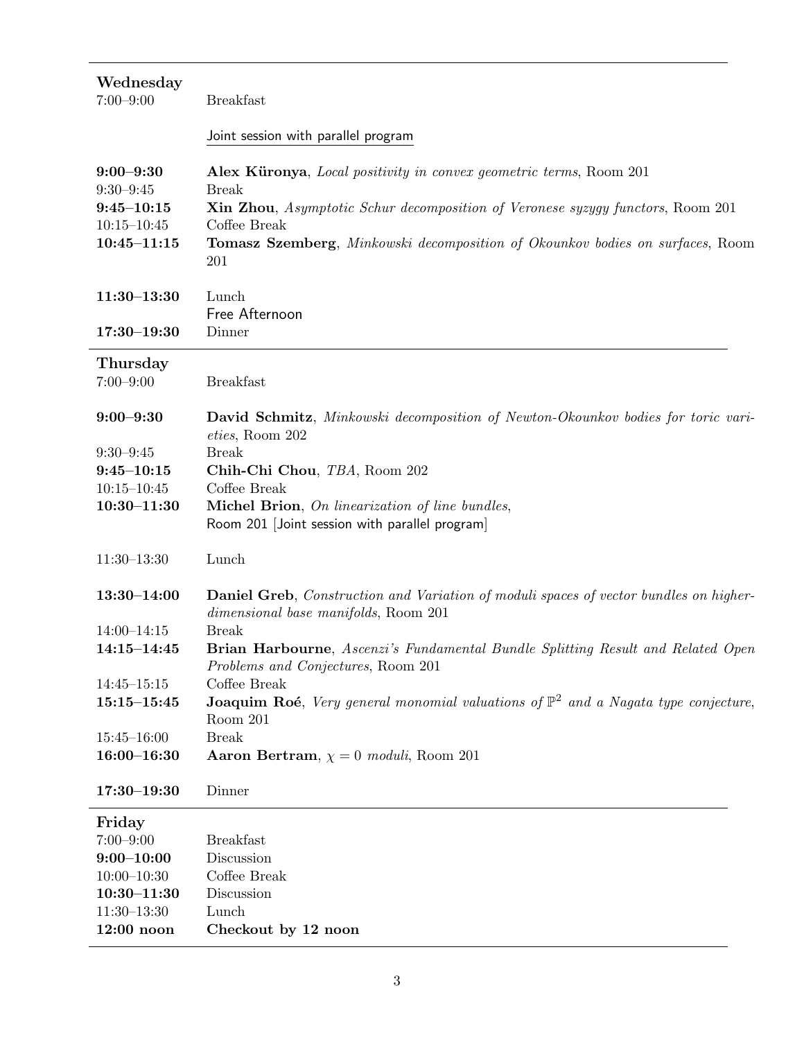## Wednesday

| | |
|---|---|
| 7:00–9:00 | Breakfast |
| | Joint session with parallel program |
| **9:00–9:30** | **Alex Küronya**, *Local positivity in convex geometric terms*, Room 201 |
| 9:30–9:45 | Break |
| **9:45–10:15** | **Xin Zhou**, *Asymptotic Schur decomposition of Veronese syzygy functors*, Room 201 |
| 10:15–10:45 | Coffee Break |
| **10:45–11:15** | **Tomasz Szemberg**, *Minkowski decomposition of Okounkov bodies on surfaces*, Room 201 |
| **11:30–13:30** | Lunch |
| | Free Afternoon |
| **17:30–19:30** | Dinner |

## Thursday

| | |
|---|---|
| 7:00–9:00 | Breakfast |
| **9:00–9:30** | **David Schmitz**, *Minkowski decomposition of Newton-Okounkov bodies for toric varieties*, Room 202 |
| 9:30–9:45 | Break |
| **9:45–10:15** | **Chih-Chi Chou**, *TBA*, Room 202 |
| 10:15–10:45 | Coffee Break |
| **10:30–11:30** | **Michel Brion**, *On linearization of line bundles*, Room 201 [Joint session with parallel program] |
| 11:30–13:30 | Lunch |
| **13:30–14:00** | **Daniel Greb**, *Construction and Variation of moduli spaces of vector bundles on higher-dimensional base manifolds*, Room 201 |
| 14:00–14:15 | Break |
| **14:15–14:45** | **Brian Harbourne**, *Ascenzi's Fundamental Bundle Splitting Result and Related Open Problems and Conjectures*, Room 201 |
| 14:45–15:15 | Coffee Break |
| **15:15–15:45** | **Joaquim Roé**, *Very general monomial valuations of $\mathbb{P}^2$ and a Nagata type conjecture*, Room 201 |
| 15:45–16:00 | Break |
| **16:00–16:30** | **Aaron Bertram**, *$\chi = 0$ moduli*, Room 201 |
| **17:30–19:30** | Dinner |

## Friday

| | |
|---|---|
| 7:00–9:00 | Breakfast |
| **9:00–10:00** | Discussion |
| 10:00–10:30 | Coffee Break |
| **10:30–11:30** | Discussion |
| 11:30–13:30 | Lunch |
| **12:00 noon** | **Checkout by 12 noon** |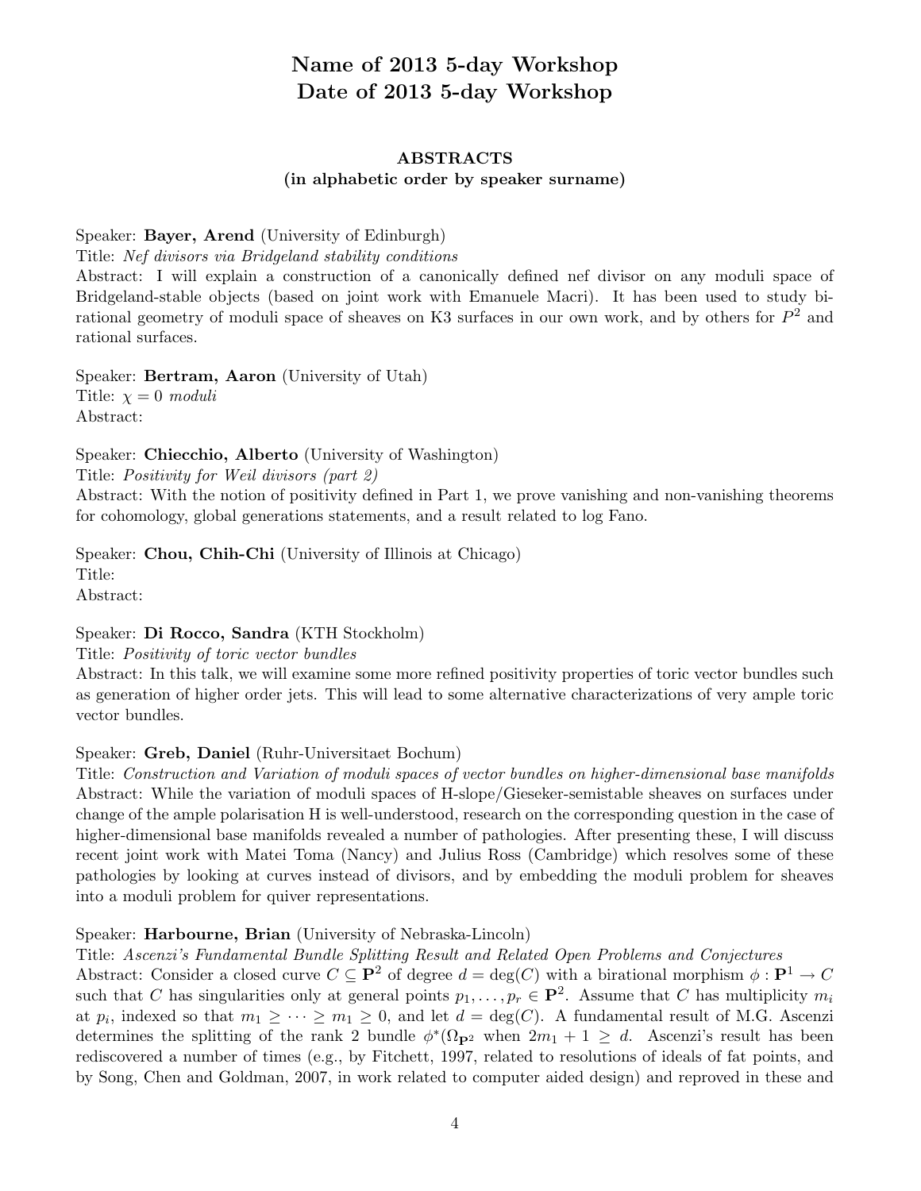# Name of 2013 5-day Workshop
# Date of 2013 5-day Workshop

### ABSTRACTS
### (in alphabetic order by speaker surname)

Speaker: **Bayer, Arend** (University of Edinburgh)
Title: *Nef divisors via Bridgeland stability conditions*
Abstract: I will explain a construction of a canonically defined nef divisor on any moduli space of Bridgeland-stable objects (based on joint work with Emanuele Macri). It has been used to study birational geometry of moduli space of sheaves on K3 surfaces in our own work, and by others for $P^2$ and rational surfaces.

Speaker: **Bertram, Aaron** (University of Utah)
Title: *$\chi = 0$ moduli*
Abstract:

Speaker: **Chiecchio, Alberto** (University of Washington)
Title: *Positivity for Weil divisors (part 2)*
Abstract: With the notion of positivity defined in Part 1, we prove vanishing and non-vanishing theorems for cohomology, global generations statements, and a result related to log Fano.

Speaker: **Chou, Chih-Chi** (University of Illinois at Chicago)
Title:
Abstract:

Speaker: **Di Rocco, Sandra** (KTH Stockholm)
Title: *Positivity of toric vector bundles*
Abstract: In this talk, we will examine some more refined positivity properties of toric vector bundles such as generation of higher order jets. This will lead to some alternative characterizations of very ample toric vector bundles.

Speaker: **Greb, Daniel** (Ruhr-Universitaet Bochum)
Title: *Construction and Variation of moduli spaces of vector bundles on higher-dimensional base manifolds*
Abstract: While the variation of moduli spaces of H-slope/Gieseker-semistable sheaves on surfaces under change of the ample polarisation H is well-understood, research on the corresponding question in the case of higher-dimensional base manifolds revealed a number of pathologies. After presenting these, I will discuss recent joint work with Matei Toma (Nancy) and Julius Ross (Cambridge) which resolves some of these pathologies by looking at curves instead of divisors, and by embedding the moduli problem for sheaves into a moduli problem for quiver representations.

Speaker: **Harbourne, Brian** (University of Nebraska-Lincoln)
Title: *Ascenzi's Fundamental Bundle Splitting Result and Related Open Problems and Conjectures*
Abstract: Consider a closed curve $C \subseteq \mathbf{P}^2$ of degree $d = \deg(C)$ with a birational morphism $\phi : \mathbf{P}^1 \to C$ such that $C$ has singularities only at general points $p_1, \ldots, p_r \in \mathbf{P}^2$. Assume that $C$ has multiplicity $m_i$ at $p_i$, indexed so that $m_1 \geq \cdots \geq m_1 \geq 0$, and let $d = \deg(C)$. A fundamental result of M.G. Ascenzi determines the splitting of the rank 2 bundle $\phi^*(\Omega_{\mathbf{P}^2}$ when $2m_1 + 1 \geq d$. Ascenzi's result has been rediscovered a number of times (e.g., by Fitchett, 1997, related to resolutions of ideals of fat points, and by Song, Chen and Goldman, 2007, in work related to computer aided design) and reproved in these and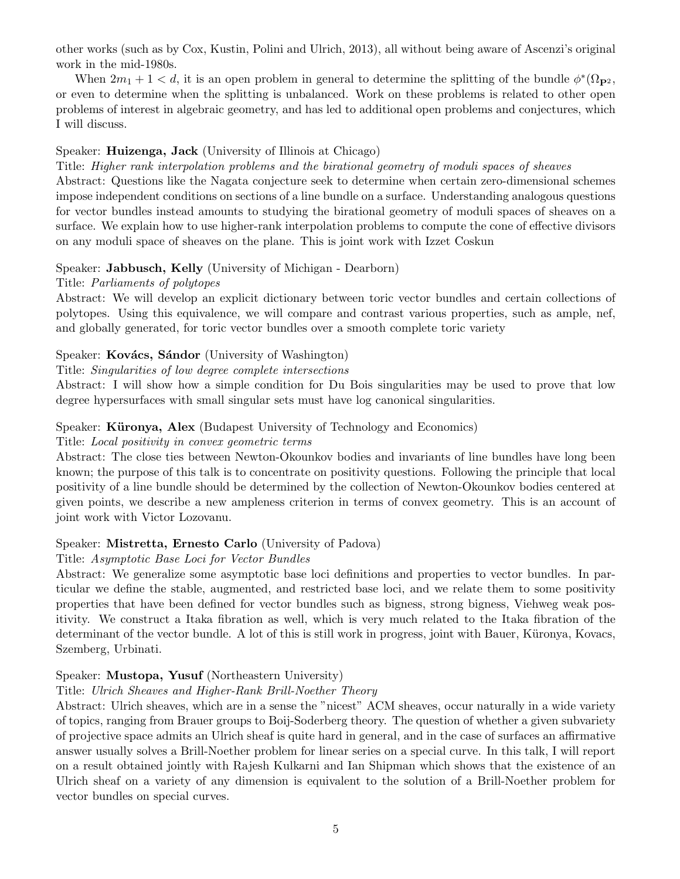other works (such as by Cox, Kustin, Polini and Ulrich, 2013), all without being aware of Ascenzi's original work in the mid-1980s.

When $2m_1 + 1 < d$, it is an open problem in general to determine the splitting of the bundle $\phi^*(\Omega_{\mathbf{P}^2}$, or even to determine when the splitting is unbalanced. Work on these problems is related to other open problems of interest in algebraic geometry, and has led to additional open problems and conjectures, which I will discuss.

Speaker: **Huizenga, Jack** (University of Illinois at Chicago)

Title: *Higher rank interpolation problems and the birational geometry of moduli spaces of sheaves*

Abstract: Questions like the Nagata conjecture seek to determine when certain zero-dimensional schemes impose independent conditions on sections of a line bundle on a surface. Understanding analogous questions for vector bundles instead amounts to studying the birational geometry of moduli spaces of sheaves on a surface. We explain how to use higher-rank interpolation problems to compute the cone of effective divisors on any moduli space of sheaves on the plane. This is joint work with Izzet Coskun

Speaker: **Jabbusch, Kelly** (University of Michigan - Dearborn)

Title: *Parliaments of polytopes*

Abstract: We will develop an explicit dictionary between toric vector bundles and certain collections of polytopes. Using this equivalence, we will compare and contrast various properties, such as ample, nef, and globally generated, for toric vector bundles over a smooth complete toric variety

Speaker: **Kovács, Sándor** (University of Washington)

Title: *Singularities of low degree complete intersections*

Abstract: I will show how a simple condition for Du Bois singularities may be used to prove that low degree hypersurfaces with small singular sets must have log canonical singularities.

Speaker: **Küronya, Alex** (Budapest University of Technology and Economics)

Title: *Local positivity in convex geometric terms*

Abstract: The close ties between Newton-Okounkov bodies and invariants of line bundles have long been known; the purpose of this talk is to concentrate on positivity questions. Following the principle that local positivity of a line bundle should be determined by the collection of Newton-Okounkov bodies centered at given points, we describe a new ampleness criterion in terms of convex geometry. This is an account of joint work with Victor Lozovanu.

Speaker: **Mistretta, Ernesto Carlo** (University of Padova)

Title: *Asymptotic Base Loci for Vector Bundles*

Abstract: We generalize some asymptotic base loci definitions and properties to vector bundles. In particular we define the stable, augmented, and restricted base loci, and we relate them to some positivity properties that have been defined for vector bundles such as bigness, strong bigness, Viehweg weak positivity. We construct a Itaka fibration as well, which is very much related to the Itaka fibration of the determinant of the vector bundle. A lot of this is still work in progress, joint with Bauer, Küronya, Kovacs, Szemberg, Urbinati.

Speaker: **Mustopa, Yusuf** (Northeastern University)

Title: *Ulrich Sheaves and Higher-Rank Brill-Noether Theory*

Abstract: Ulrich sheaves, which are in a sense the "nicest" ACM sheaves, occur naturally in a wide variety of topics, ranging from Brauer groups to Boij-Soderberg theory. The question of whether a given subvariety of projective space admits an Ulrich sheaf is quite hard in general, and in the case of surfaces an affirmative answer usually solves a Brill-Noether problem for linear series on a special curve. In this talk, I will report on a result obtained jointly with Rajesh Kulkarni and Ian Shipman which shows that the existence of an Ulrich sheaf on a variety of any dimension is equivalent to the solution of a Brill-Noether problem for vector bundles on special curves.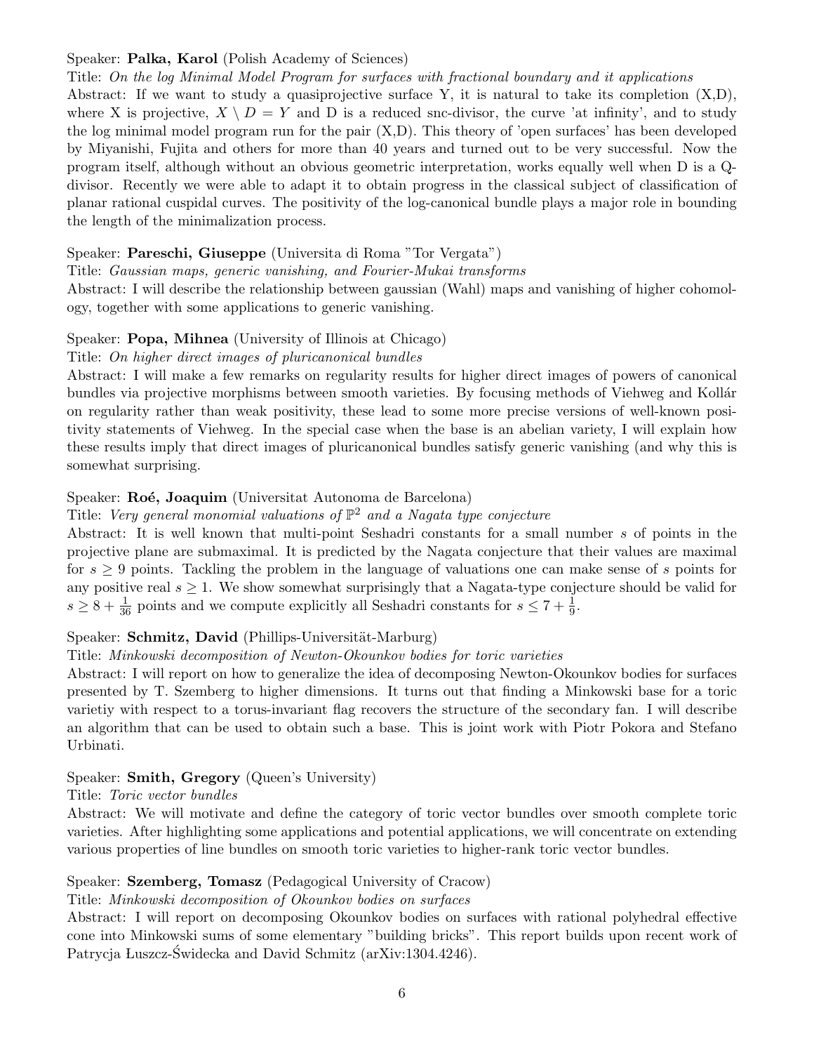Speaker: **Palka, Karol** (Polish Academy of Sciences)

Title: *On the log Minimal Model Program for surfaces with fractional boundary and it applications*

Abstract: If we want to study a quasiprojective surface Y, it is natural to take its completion (X,D), where X is projective, $X \setminus D = Y$ and D is a reduced snc-divisor, the curve 'at infinity', and to study the log minimal model program run for the pair (X,D). This theory of 'open surfaces' has been developed by Miyanishi, Fujita and others for more than 40 years and turned out to be very successful. Now the program itself, although without an obvious geometric interpretation, works equally well when D is a Q-divisor. Recently we were able to adapt it to obtain progress in the classical subject of classification of planar rational cuspidal curves. The positivity of the log-canonical bundle plays a major role in bounding the length of the minimalization process.

Speaker: **Pareschi, Giuseppe** (Universita di Roma "Tor Vergata")

Title: *Gaussian maps, generic vanishing, and Fourier-Mukai transforms*

Abstract: I will describe the relationship between gaussian (Wahl) maps and vanishing of higher cohomology, together with some applications to generic vanishing.

Speaker: **Popa, Mihnea** (University of Illinois at Chicago)

Title: *On higher direct images of pluricanonical bundles*

Abstract: I will make a few remarks on regularity results for higher direct images of powers of canonical bundles via projective morphisms between smooth varieties. By focusing methods of Viehweg and Kollár on regularity rather than weak positivity, these lead to some more precise versions of well-known positivity statements of Viehweg. In the special case when the base is an abelian variety, I will explain how these results imply that direct images of pluricanonical bundles satisfy generic vanishing (and why this is somewhat surprising.

Speaker: **Roé, Joaquim** (Universitat Autonoma de Barcelona)

Title: *Very general monomial valuations of $\mathbb{P}^2$ and a Nagata type conjecture*

Abstract: It is well known that multi-point Seshadri constants for a small number $s$ of points in the projective plane are submaximal. It is predicted by the Nagata conjecture that their values are maximal for $s \geq 9$ points. Tackling the problem in the language of valuations one can make sense of $s$ points for any positive real $s \geq 1$. We show somewhat surprisingly that a Nagata-type conjecture should be valid for $s \geq 8 + \frac{1}{36}$ points and we compute explicitly all Seshadri constants for $s \leq 7 + \frac{1}{9}$.

Speaker: **Schmitz, David** (Phillips-Universität-Marburg)

Title: *Minkowski decomposition of Newton-Okounkov bodies for toric varieties*

Abstract: I will report on how to generalize the idea of decomposing Newton-Okounkov bodies for surfaces presented by T. Szemberg to higher dimensions. It turns out that finding a Minkowski base for a toric varietiy with respect to a torus-invariant flag recovers the structure of the secondary fan. I will describe an algorithm that can be used to obtain such a base. This is joint work with Piotr Pokora and Stefano Urbinati.

Speaker: **Smith, Gregory** (Queen's University)

Title: *Toric vector bundles*

Abstract: We will motivate and define the category of toric vector bundles over smooth complete toric varieties. After highlighting some applications and potential applications, we will concentrate on extending various properties of line bundles on smooth toric varieties to higher-rank toric vector bundles.

Speaker: **Szemberg, Tomasz** (Pedagogical University of Cracow)

Title: *Minkowski decomposition of Okounkov bodies on surfaces*

Abstract: I will report on decomposing Okounkov bodies on surfaces with rational polyhedral effective cone into Minkowski sums of some elementary "building bricks". This report builds upon recent work of Patrycja Łuszcz-Świdecka and David Schmitz (arXiv:1304.4246).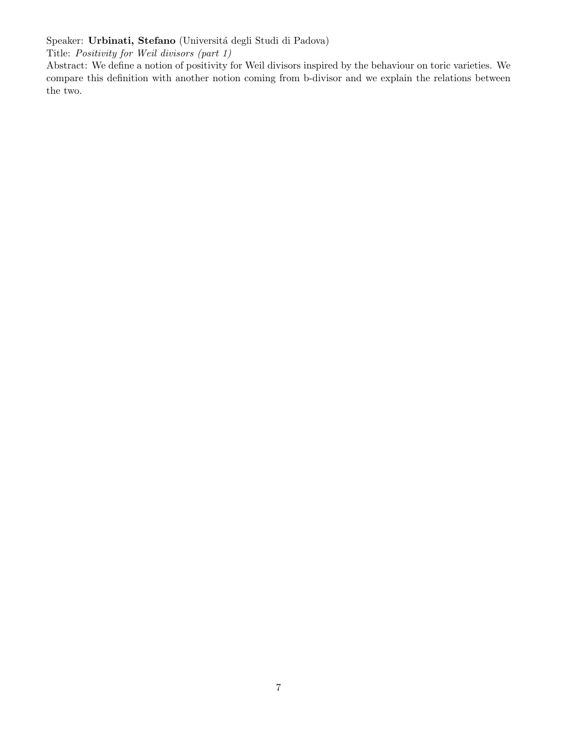Speaker: **Urbinati, Stefano** (Universitá degli Studi di Padova)

Title: *Positivity for Weil divisors (part 1)*

Abstract: We define a notion of positivity for Weil divisors inspired by the behaviour on toric varieties. We compare this definition with another notion coming from b-divisor and we explain the relations between the two.